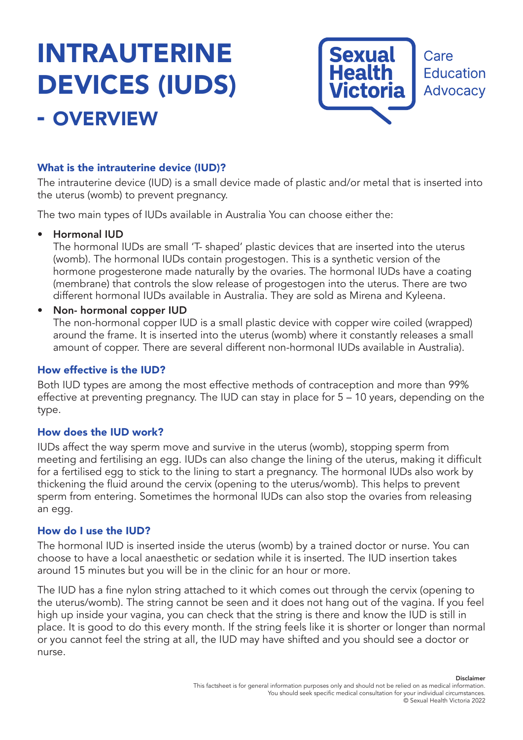# INTRAUTERINE DEVICES (IUDS) - OVERVIEW

Sexual Health Victoria

Care
Education
Advocacy

### What is the intrauterine device (IUD)?

The intrauterine device (IUD) is a small device made of plastic and/or metal that is inserted into the uterus (womb) to prevent pregnancy.

The two main types of IUDs available in Australia You can choose either the:

- **Hormonal IUD**
  The hormonal IUDs are small 'T- shaped' plastic devices that are inserted into the uterus (womb). The hormonal IUDs contain progestogen. This is a synthetic version of the hormone progesterone made naturally by the ovaries. The hormonal IUDs have a coating (membrane) that controls the slow release of progestogen into the uterus. There are two different hormonal IUDs available in Australia. They are sold as Mirena and Kyleena.
- **Non- hormonal copper IUD**
  The non-hormonal copper IUD is a small plastic device with copper wire coiled (wrapped) around the frame. It is inserted into the uterus (womb) where it constantly releases a small amount of copper. There are several different non-hormonal IUDs available in Australia).

### How effective is the IUD?

Both IUD types are among the most effective methods of contraception and more than 99% effective at preventing pregnancy. The IUD can stay in place for 5 – 10 years, depending on the type.

### How does the IUD work?

IUDs affect the way sperm move and survive in the uterus (womb), stopping sperm from meeting and fertilising an egg. IUDs can also change the lining of the uterus, making it difficult for a fertilised egg to stick to the lining to start a pregnancy. The hormonal IUDs also work by thickening the fluid around the cervix (opening to the uterus/womb). This helps to prevent sperm from entering. Sometimes the hormonal IUDs can also stop the ovaries from releasing an egg.

### How do I use the IUD?

The hormonal IUD is inserted inside the uterus (womb) by a trained doctor or nurse. You can choose to have a local anaesthetic or sedation while it is inserted. The IUD insertion takes around 15 minutes but you will be in the clinic for an hour or more.

The IUD has a fine nylon string attached to it which comes out through the cervix (opening to the uterus/womb). The string cannot be seen and it does not hang out of the vagina. If you feel high up inside your vagina, you can check that the string is there and know the IUD is still in place. It is good to do this every month. If the string feels like it is shorter or longer than normal or you cannot feel the string at all, the IUD may have shifted and you should see a doctor or nurse.

**Disclaimer**
This factsheet is for general information purposes only and should not be relied on as medical information.
You should seek specific medical consultation for your individual circumstances.
© Sexual Health Victoria 2022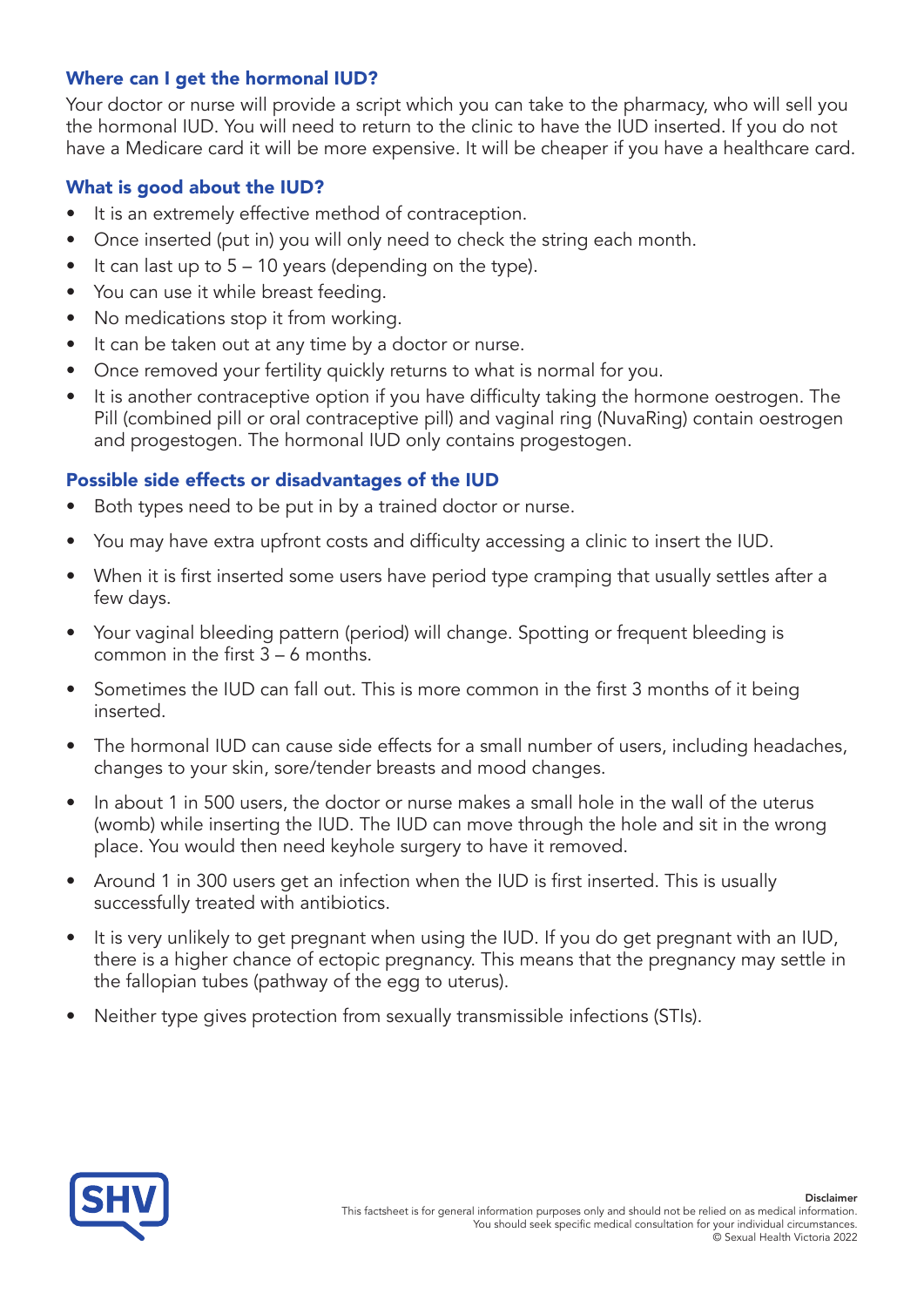### Where can I get the hormonal IUD?

Your doctor or nurse will provide a script which you can take to the pharmacy, who will sell you the hormonal IUD. You will need to return to the clinic to have the IUD inserted. If you do not have a Medicare card it will be more expensive. It will be cheaper if you have a healthcare card.

### What is good about the IUD?

- It is an extremely effective method of contraception.
- Once inserted (put in) you will only need to check the string each month.
- It can last up to 5 – 10 years (depending on the type).
- You can use it while breast feeding.
- No medications stop it from working.
- It can be taken out at any time by a doctor or nurse.
- Once removed your fertility quickly returns to what is normal for you.
- It is another contraceptive option if you have difficulty taking the hormone oestrogen. The Pill (combined pill or oral contraceptive pill) and vaginal ring (NuvaRing) contain oestrogen and progestogen. The hormonal IUD only contains progestogen.

### Possible side effects or disadvantages of the IUD

- Both types need to be put in by a trained doctor or nurse.
- You may have extra upfront costs and difficulty accessing a clinic to insert the IUD.
- When it is first inserted some users have period type cramping that usually settles after a few days.
- Your vaginal bleeding pattern (period) will change. Spotting or frequent bleeding is common in the first 3 – 6 months.
- Sometimes the IUD can fall out. This is more common in the first 3 months of it being inserted.
- The hormonal IUD can cause side effects for a small number of users, including headaches, changes to your skin, sore/tender breasts and mood changes.
- In about 1 in 500 users, the doctor or nurse makes a small hole in the wall of the uterus (womb) while inserting the IUD. The IUD can move through the hole and sit in the wrong place. You would then need keyhole surgery to have it removed.
- Around 1 in 300 users get an infection when the IUD is first inserted. This is usually successfully treated with antibiotics.
- It is very unlikely to get pregnant when using the IUD. If you do get pregnant with an IUD, there is a higher chance of ectopic pregnancy. This means that the pregnancy may settle in the fallopian tubes (pathway of the egg to uterus).
- Neither type gives protection from sexually transmissible infections (STIs).

SHV

**Disclaimer**
This factsheet is for general information purposes only and should not be relied on as medical information. You should seek specific medical consultation for your individual circumstances.
© Sexual Health Victoria 2022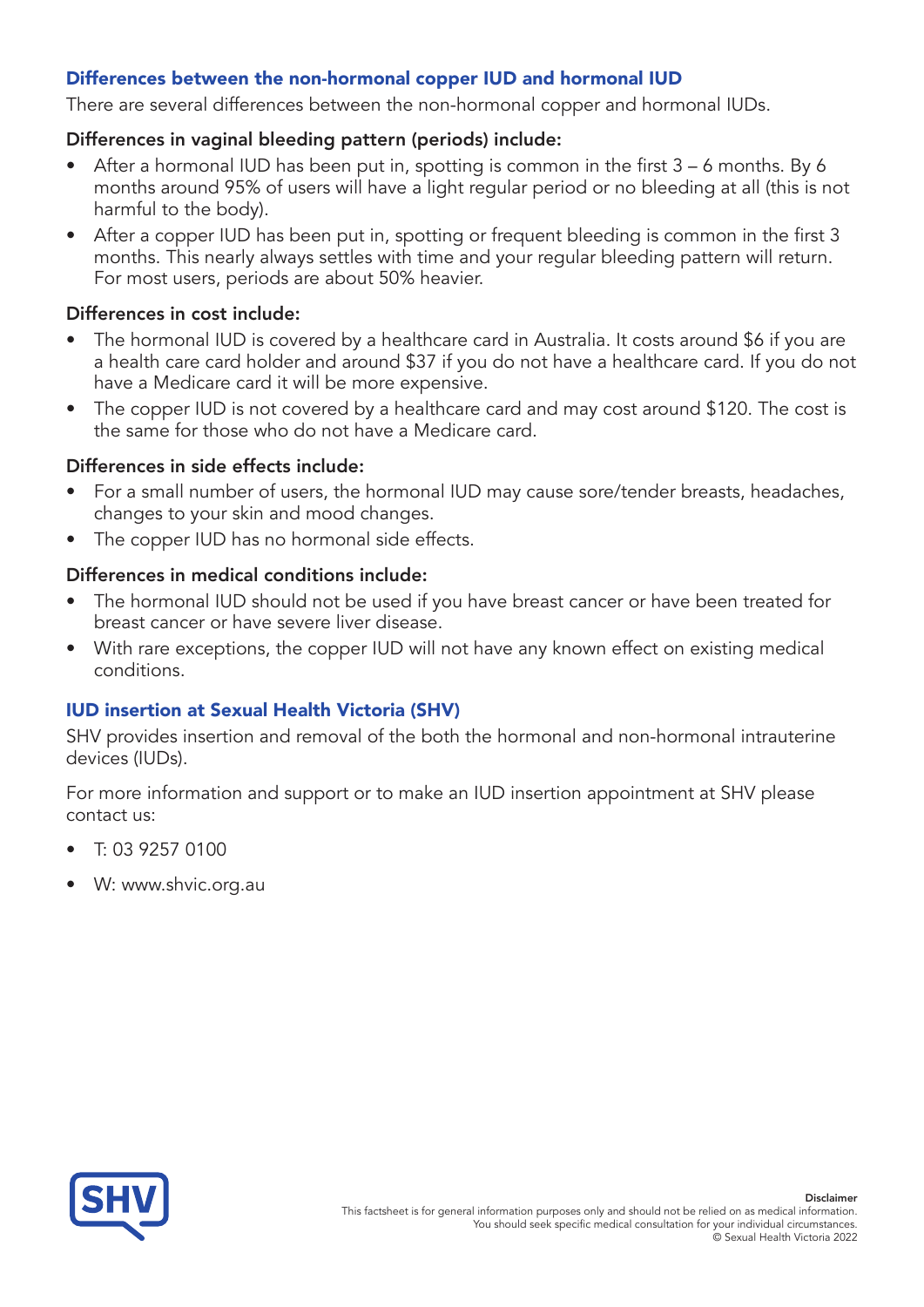## Differences between the non-hormonal copper IUD and hormonal IUD

There are several differences between the non-hormonal copper and hormonal IUDs.

### Differences in vaginal bleeding pattern (periods) include:

- After a hormonal IUD has been put in, spotting is common in the first 3 – 6 months. By 6 months around 95% of users will have a light regular period or no bleeding at all (this is not harmful to the body).
- After a copper IUD has been put in, spotting or frequent bleeding is common in the first 3 months. This nearly always settles with time and your regular bleeding pattern will return. For most users, periods are about 50% heavier.

### Differences in cost include:

- The hormonal IUD is covered by a healthcare card in Australia. It costs around $6 if you are a health care card holder and around $37 if you do not have a healthcare card. If you do not have a Medicare card it will be more expensive.
- The copper IUD is not covered by a healthcare card and may cost around $120. The cost is the same for those who do not have a Medicare card.

### Differences in side effects include:

- For a small number of users, the hormonal IUD may cause sore/tender breasts, headaches, changes to your skin and mood changes.
- The copper IUD has no hormonal side effects.

### Differences in medical conditions include:

- The hormonal IUD should not be used if you have breast cancer or have been treated for breast cancer or have severe liver disease.
- With rare exceptions, the copper IUD will not have any known effect on existing medical conditions.

## IUD insertion at Sexual Health Victoria (SHV)

SHV provides insertion and removal of the both the hormonal and non-hormonal intrauterine devices (IUDs).

For more information and support or to make an IUD insertion appointment at SHV please contact us:

- T: 03 9257 0100
- W: www.shvic.org.au

**Disclaimer**
This factsheet is for general information purposes only and should not be relied on as medical information.
You should seek specific medical consultation for your individual circumstances.
© Sexual Health Victoria 2022